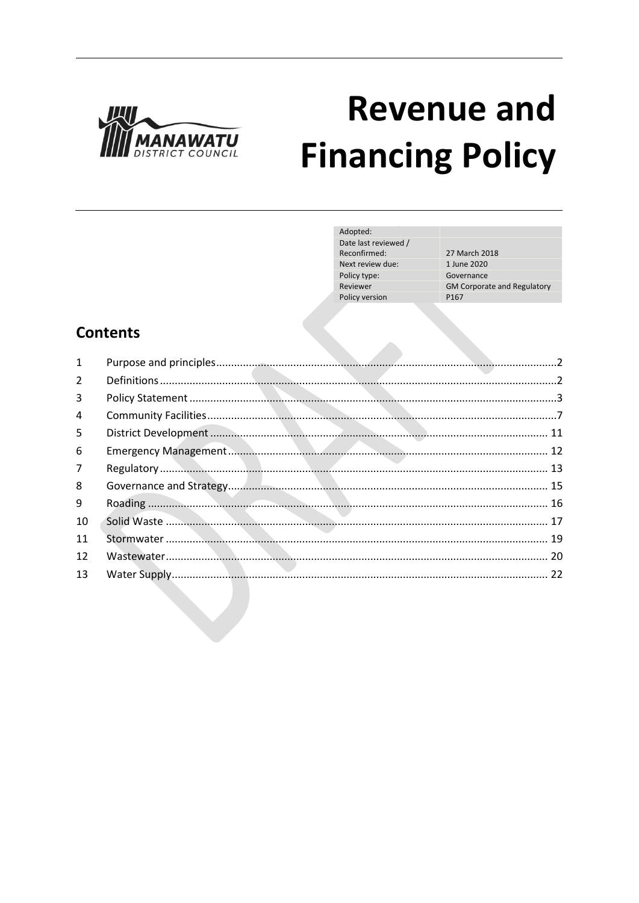# Revenue and Financing Policy

| | |
|---|---|
| Adopted: | |
| Date last reviewed / Reconfirmed: | 27 March 2018 |
| Next review due: | 1 June 2020 |
| Policy type: | Governance |
| Reviewer | GM Corporate and Regulatory |
| Policy version | P167 |

## Contents

1 Purpose and principles ..... 2
2 Definitions ..... 2
3 Policy Statement ..... 3
4 Community Facilities ..... 7
5 District Development ..... 11
6 Emergency Management ..... 12
7 Regulatory ..... 13
8 Governance and Strategy ..... 15
9 Roading ..... 16
10 Solid Waste ..... 17
11 Stormwater ..... 19
12 Wastewater ..... 20
13 Water Supply ..... 22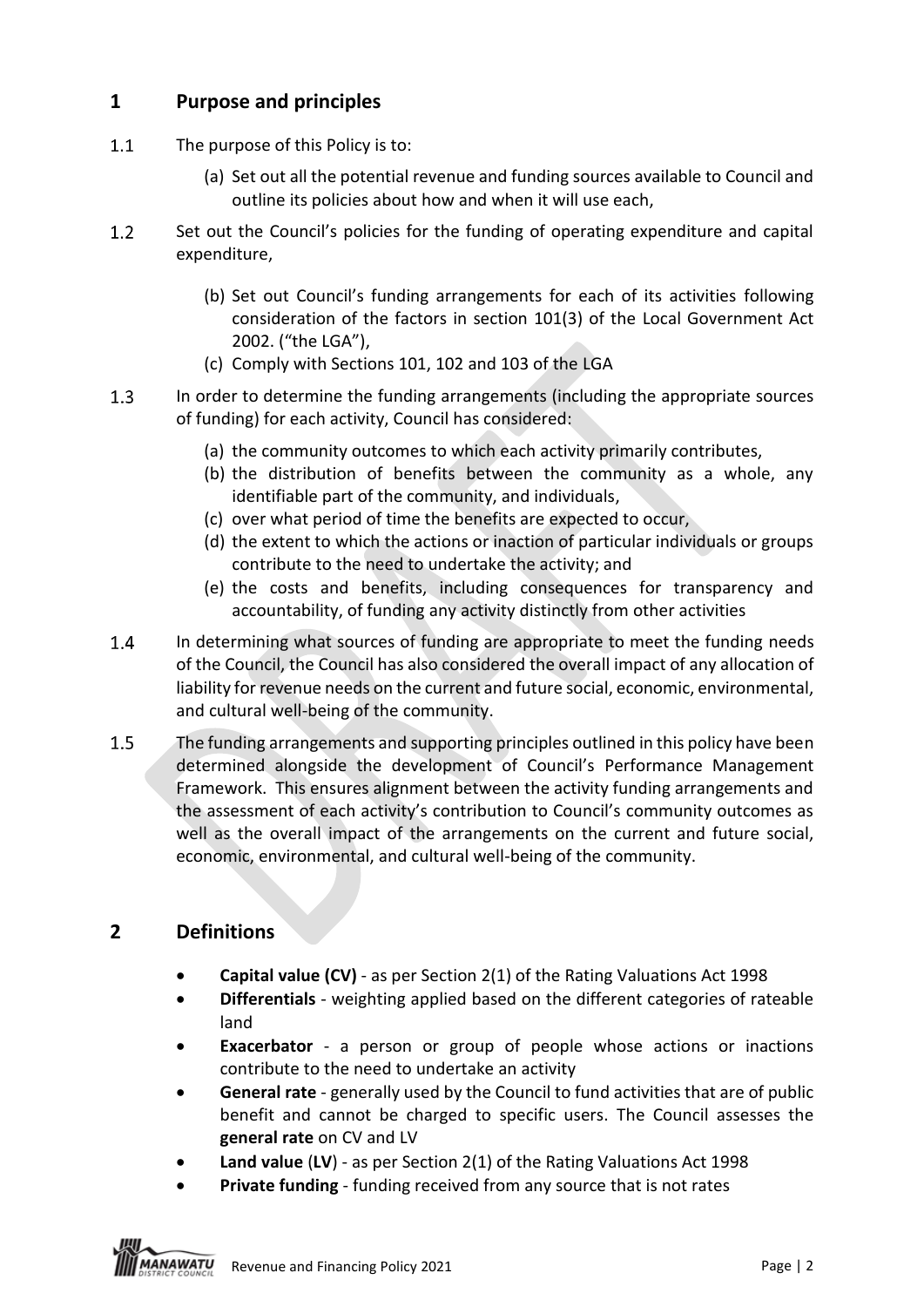## 1 Purpose and principles

1.1 The purpose of this Policy is to:

(a) Set out all the potential revenue and funding sources available to Council and outline its policies about how and when it will use each,

1.2 Set out the Council's policies for the funding of operating expenditure and capital expenditure,

(b) Set out Council's funding arrangements for each of its activities following consideration of the factors in section 101(3) of the Local Government Act 2002. ("the LGA"),

(c) Comply with Sections 101, 102 and 103 of the LGA

1.3 In order to determine the funding arrangements (including the appropriate sources of funding) for each activity, Council has considered:

(a) the community outcomes to which each activity primarily contributes,
(b) the distribution of benefits between the community as a whole, any identifiable part of the community, and individuals,
(c) over what period of time the benefits are expected to occur,
(d) the extent to which the actions or inaction of particular individuals or groups contribute to the need to undertake the activity; and
(e) the costs and benefits, including consequences for transparency and accountability, of funding any activity distinctly from other activities

1.4 In determining what sources of funding are appropriate to meet the funding needs of the Council, the Council has also considered the overall impact of any allocation of liability for revenue needs on the current and future social, economic, environmental, and cultural well-being of the community.

1.5 The funding arrangements and supporting principles outlined in this policy have been determined alongside the development of Council's Performance Management Framework. This ensures alignment between the activity funding arrangements and the assessment of each activity's contribution to Council's community outcomes as well as the overall impact of the arrangements on the current and future social, economic, environmental, and cultural well-being of the community.

## 2 Definitions

- **Capital value (CV)** - as per Section 2(1) of the Rating Valuations Act 1998
- **Differentials** - weighting applied based on the different categories of rateable land
- **Exacerbator** - a person or group of people whose actions or inactions contribute to the need to undertake an activity
- **General rate** - generally used by the Council to fund activities that are of public benefit and cannot be charged to specific users. The Council assesses the **general rate** on CV and LV
- **Land value** (**LV**) - as per Section 2(1) of the Rating Valuations Act 1998
- **Private funding** - funding received from any source that is not rates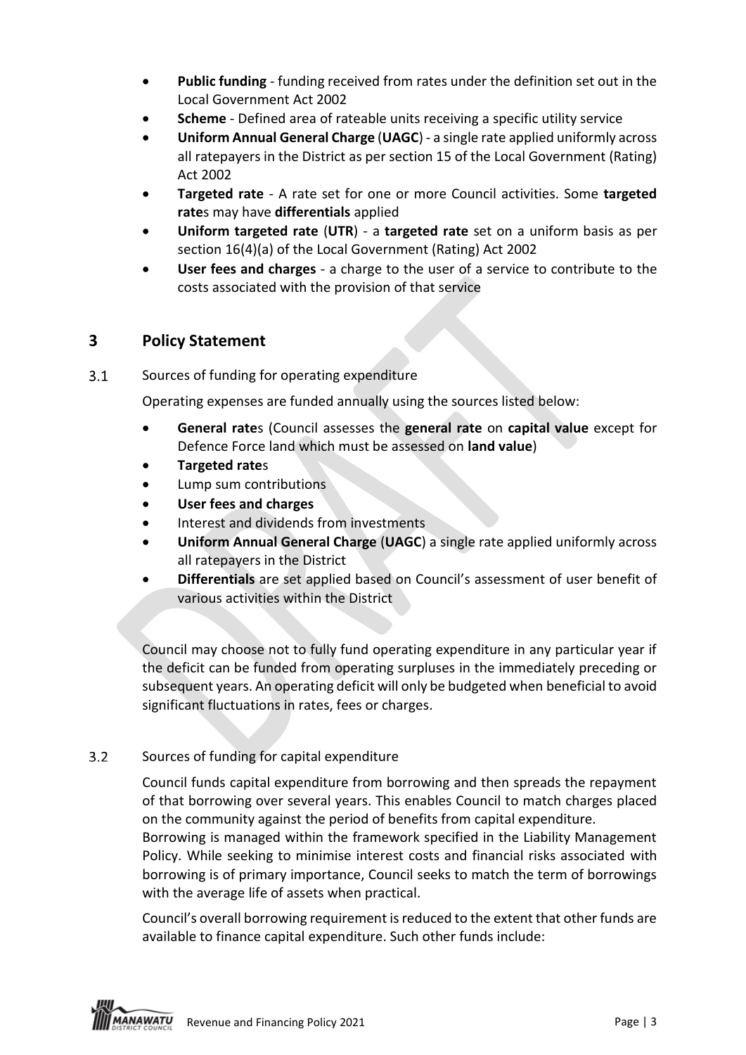- **Public funding** - funding received from rates under the definition set out in the Local Government Act 2002
- **Scheme** - Defined area of rateable units receiving a specific utility service
- **Uniform Annual General Charge** (**UAGC**) - a single rate applied uniformly across all ratepayers in the District as per section 15 of the Local Government (Rating) Act 2002
- **Targeted rate** - A rate set for one or more Council activities. Some **targeted rate**s may have **differentials** applied
- **Uniform targeted rate** (**UTR**) - a **targeted rate** set on a uniform basis as per section 16(4)(a) of the Local Government (Rating) Act 2002
- **User fees and charges** - a charge to the user of a service to contribute to the costs associated with the provision of that service

## 3 Policy Statement

### 3.1 Sources of funding for operating expenditure

Operating expenses are funded annually using the sources listed below:

- **General rate**s (Council assesses the **general rate** on **capital value** except for Defence Force land which must be assessed on **land value**)
- **Targeted rate**s
- Lump sum contributions
- **User fees and charges**
- Interest and dividends from investments
- **Uniform Annual General Charge** (**UAGC**) a single rate applied uniformly across all ratepayers in the District
- **Differentials** are set applied based on Council's assessment of user benefit of various activities within the District

Council may choose not to fully fund operating expenditure in any particular year if the deficit can be funded from operating surpluses in the immediately preceding or subsequent years. An operating deficit will only be budgeted when beneficial to avoid significant fluctuations in rates, fees or charges.

### 3.2 Sources of funding for capital expenditure

Council funds capital expenditure from borrowing and then spreads the repayment of that borrowing over several years. This enables Council to match charges placed on the community against the period of benefits from capital expenditure.
Borrowing is managed within the framework specified in the Liability Management Policy. While seeking to minimise interest costs and financial risks associated with borrowing is of primary importance, Council seeks to match the term of borrowings with the average life of assets when practical.

Council's overall borrowing requirement is reduced to the extent that other funds are available to finance capital expenditure. Such other funds include: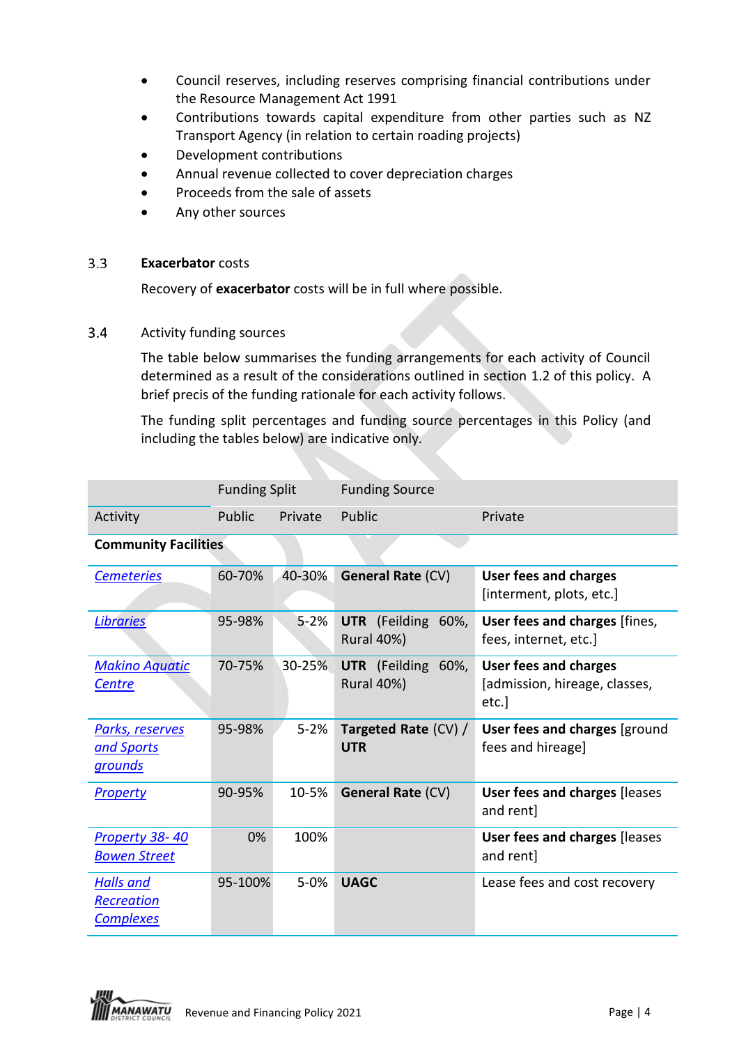- Council reserves, including reserves comprising financial contributions under the Resource Management Act 1991
- Contributions towards capital expenditure from other parties such as NZ Transport Agency (in relation to certain roading projects)
- Development contributions
- Annual revenue collected to cover depreciation charges
- Proceeds from the sale of assets
- Any other sources

### 3.3 **Exacerbator** costs

Recovery of **exacerbator** costs will be in full where possible.

### 3.4 Activity funding sources

The table below summarises the funding arrangements for each activity of Council determined as a result of the considerations outlined in section 1.2 of this policy. A brief precis of the funding rationale for each activity follows.

The funding split percentages and funding source percentages in this Policy (and including the tables below) are indicative only.

| | Funding Split | | Funding Source | |
|---|---|---|---|---|
| Activity | Public | Private | Public | Private |
| **Community Facilities** | | | | |
| *Cemeteries* | 60-70% | 40-30% | **General Rate** (CV) | **User fees and charges** [interment, plots, etc.] |
| *Libraries* | 95-98% | 5-2% | **UTR** (Feilding 60%, Rural 40%) | **User fees and charges** [fines, fees, internet, etc.] |
| *Makino Aquatic Centre* | 70-75% | 30-25% | **UTR** (Feilding 60%, Rural 40%) | **User fees and charges** [admission, hireage, classes, etc.] |
| *Parks, reserves and Sports grounds* | 95-98% | 5-2% | **Targeted Rate** (CV) / **UTR** | **User fees and charges** [ground fees and hireage] |
| *Property* | 90-95% | 10-5% | **General Rate** (CV) | **User fees and charges** [leases and rent] |
| *Property 38- 40 Bowen Street* | 0% | 100% | | **User fees and charges** [leases and rent] |
| *Halls and Recreation Complexes* | 95-100% | 5-0% | **UAGC** | Lease fees and cost recovery |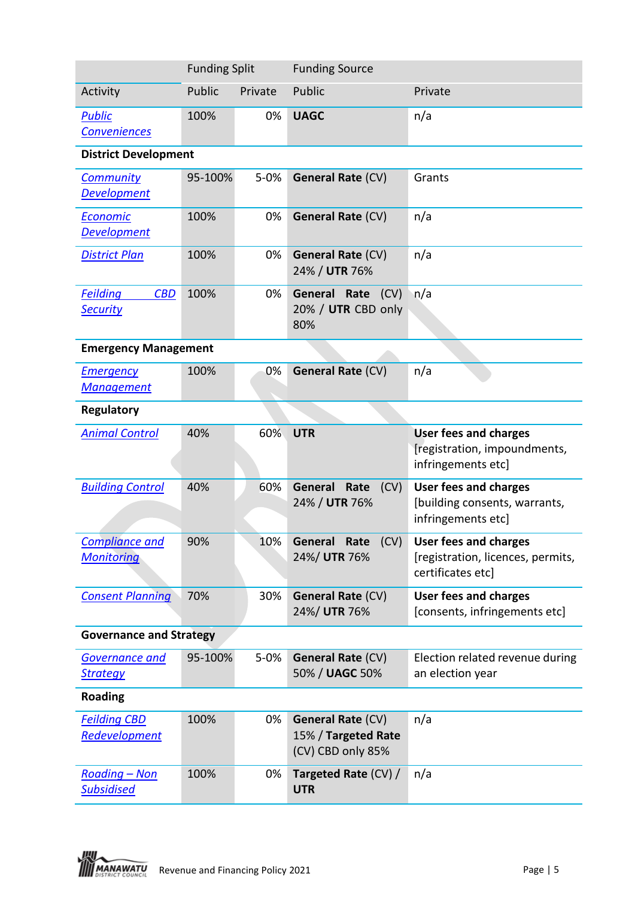| | Funding Split | | Funding Source | |
|---|---|---|---|---|
| Activity | Public | Private | Public | Private |
| Public Conveniences | 100% | 0% | **UAGC** | n/a |
| **District Development** | | | | |
| Community Development | 95-100% | 5-0% | **General Rate** (CV) | Grants |
| Economic Development | 100% | 0% | **General Rate** (CV) | n/a |
| District Plan | 100% | 0% | **General Rate** (CV) 24% / **UTR** 76% | n/a |
| Feilding CBD Security | 100% | 0% | **General Rate** (CV) 20% / **UTR** CBD only 80% | n/a |
| **Emergency Management** | | | | |
| Emergency Management | 100% | 0% | **General Rate** (CV) | n/a |
| **Regulatory** | | | | |
| Animal Control | 40% | 60% | **UTR** | **User fees and charges** [registration, impoundments, infringements etc] |
| Building Control | 40% | 60% | **General Rate** (CV) 24% / **UTR** 76% | **User fees and charges** [building consents, warrants, infringements etc] |
| Compliance and Monitoring | 90% | 10% | **General Rate** (CV) 24%/ **UTR** 76% | **User fees and charges** [registration, licences, permits, certificates etc] |
| Consent Planning | 70% | 30% | **General Rate** (CV) 24%/ **UTR** 76% | **User fees and charges** [consents, infringements etc] |
| **Governance and Strategy** | | | | |
| Governance and Strategy | 95-100% | 5-0% | **General Rate** (CV) 50% / **UAGC** 50% | Election related revenue during an election year |
| **Roading** | | | | |
| Feilding CBD Redevelopment | 100% | 0% | **General Rate** (CV) 15% / **Targeted Rate** (CV) CBD only 85% | n/a |
| Roading – Non Subsidised | 100% | 0% | **Targeted Rate** (CV) / **UTR** | n/a |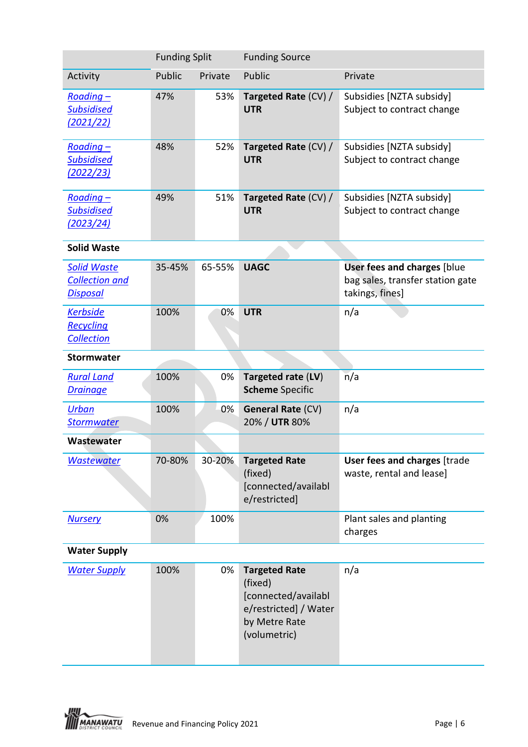| | Funding Split | | Funding Source | |
|---|---|---|---|---|
| Activity | Public | Private | Public | Private |
| *Roading – Subsidised (2021/22)* | 47% | 53% | **Targeted Rate** (CV) / **UTR** | Subsidies [NZTA subsidy] Subject to contract change |
| *Roading – Subsidised (2022/23)* | 48% | 52% | **Targeted Rate** (CV) / **UTR** | Subsidies [NZTA subsidy] Subject to contract change |
| *Roading – Subsidised (2023/24)* | 49% | 51% | **Targeted Rate** (CV) / **UTR** | Subsidies [NZTA subsidy] Subject to contract change |
| **Solid Waste** | | | | |
| *Solid Waste Collection and Disposal* | 35-45% | 65-55% | **UAGC** | **User fees and charges** [blue bag sales, transfer station gate takings, fines] |
| *Kerbside Recycling Collection* | 100% | 0% | **UTR** | n/a |
| **Stormwater** | | | | |
| *Rural Land Drainage* | 100% | 0% | **Targeted rate (LV) Scheme** Specific | n/a |
| *Urban Stormwater* | 100% | 0% | **General Rate** (CV) 20% / **UTR** 80% | n/a |
| **Wastewater** | | | | |
| *Wastewater* | 70-80% | 30-20% | **Targeted Rate** (fixed) [connected/available/restricted] | **User fees and charges** [trade waste, rental and lease] |
| *Nursery* | 0% | 100% | | Plant sales and planting charges |
| **Water Supply** | | | | |
| *Water Supply* | 100% | 0% | **Targeted Rate** (fixed) [connected/available/restricted] / Water by Metre Rate (volumetric) | n/a |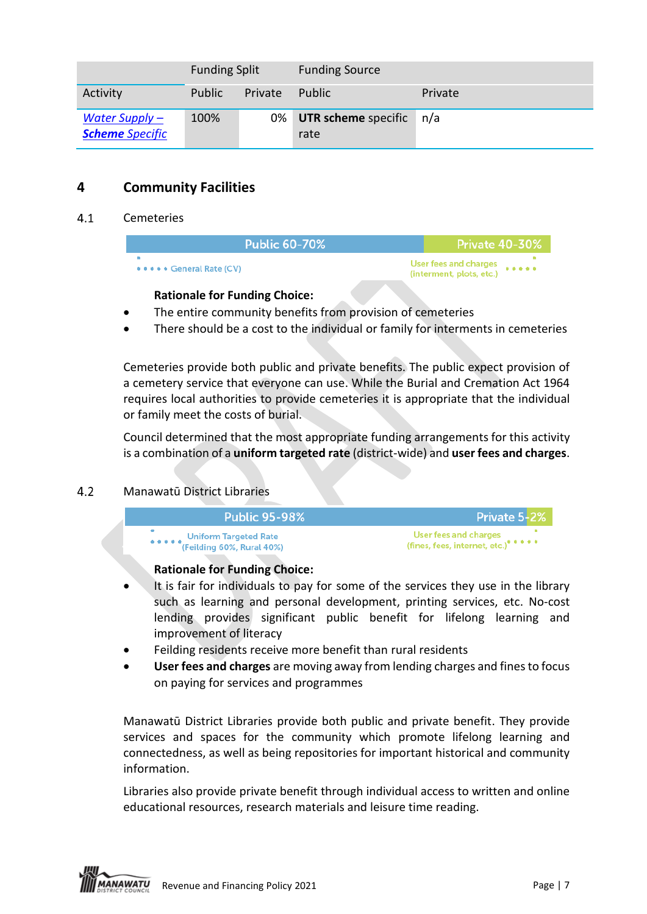| | Funding Split | | Funding Source | |
|---|---|---|---|---|
| Activity | Public | Private | Public | Private |
| *Water Supply – **Scheme** Specific* | 100% | 0% | **UTR scheme** specific rate | n/a |

## 4 Community Facilities

### 4.1 Cemeteries

| Public 60-70% | Private 40-30% |
|---|---|
| General Rate (CV) | User fees and charges (interment, plots, etc.) |

**Rationale for Funding Choice:**

- The entire community benefits from provision of cemeteries
- There should be a cost to the individual or family for interments in cemeteries

Cemeteries provide both public and private benefits. The public expect provision of a cemetery service that everyone can use. While the Burial and Cremation Act 1964 requires local authorities to provide cemeteries it is appropriate that the individual or family meet the costs of burial.

Council determined that the most appropriate funding arrangements for this activity is a combination of a **uniform targeted rate** (district-wide) and **user fees and charges**.

### 4.2 Manawatū District Libraries

| Public 95-98% | Private 5-2% |
|---|---|
| Uniform Targeted Rate (Feilding 60%, Rural 40%) | User fees and charges (fines, fees, internet, etc.) |

**Rationale for Funding Choice:**

- It is fair for individuals to pay for some of the services they use in the library such as learning and personal development, printing services, etc. No-cost lending provides significant public benefit for lifelong learning and improvement of literacy
- Feilding residents receive more benefit than rural residents
- **User fees and charges** are moving away from lending charges and fines to focus on paying for services and programmes

Manawatū District Libraries provide both public and private benefit. They provide services and spaces for the community which promote lifelong learning and connectedness, as well as being repositories for important historical and community information.

Libraries also provide private benefit through individual access to written and online educational resources, research materials and leisure time reading.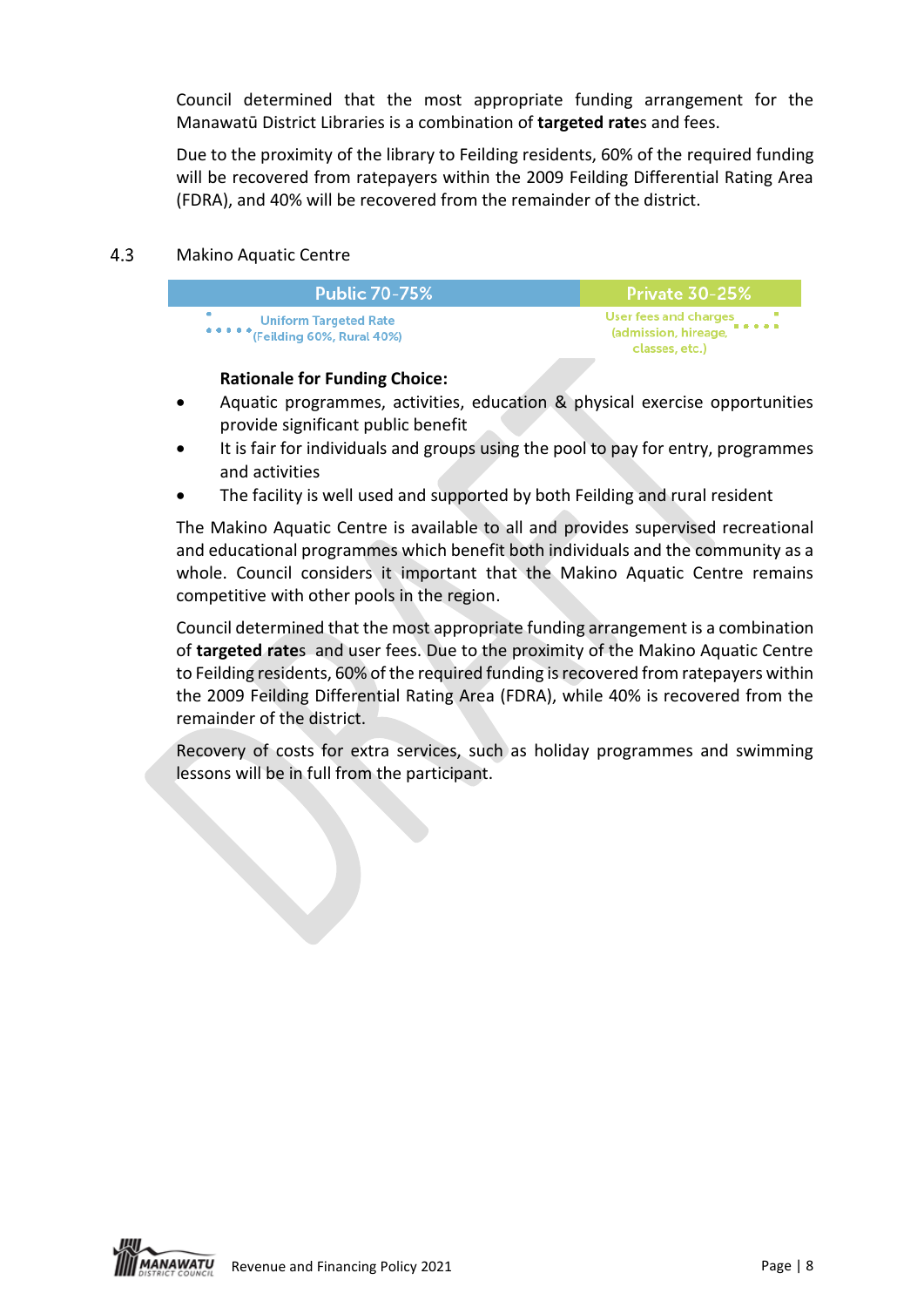Council determined that the most appropriate funding arrangement for the Manawatū District Libraries is a combination of **targeted rate**s and fees.

Due to the proximity of the library to Feilding residents, 60% of the required funding will be recovered from ratepayers within the 2009 Feilding Differential Rating Area (FDRA), and 40% will be recovered from the remainder of the district.

## 4.3 Makino Aquatic Centre

| Public 70-75% | Private 30-25% |
|---|---|
| Uniform Targeted Rate (Feilding 60%, Rural 40%) | User fees and charges (admission, hireage, classes, etc.) |

**Rationale for Funding Choice:**

- Aquatic programmes, activities, education & physical exercise opportunities provide significant public benefit
- It is fair for individuals and groups using the pool to pay for entry, programmes and activities
- The facility is well used and supported by both Feilding and rural resident

The Makino Aquatic Centre is available to all and provides supervised recreational and educational programmes which benefit both individuals and the community as a whole. Council considers it important that the Makino Aquatic Centre remains competitive with other pools in the region.

Council determined that the most appropriate funding arrangement is a combination of **targeted rate**s and user fees. Due to the proximity of the Makino Aquatic Centre to Feilding residents, 60% of the required funding is recovered from ratepayers within the 2009 Feilding Differential Rating Area (FDRA), while 40% is recovered from the remainder of the district.

Recovery of costs for extra services, such as holiday programmes and swimming lessons will be in full from the participant.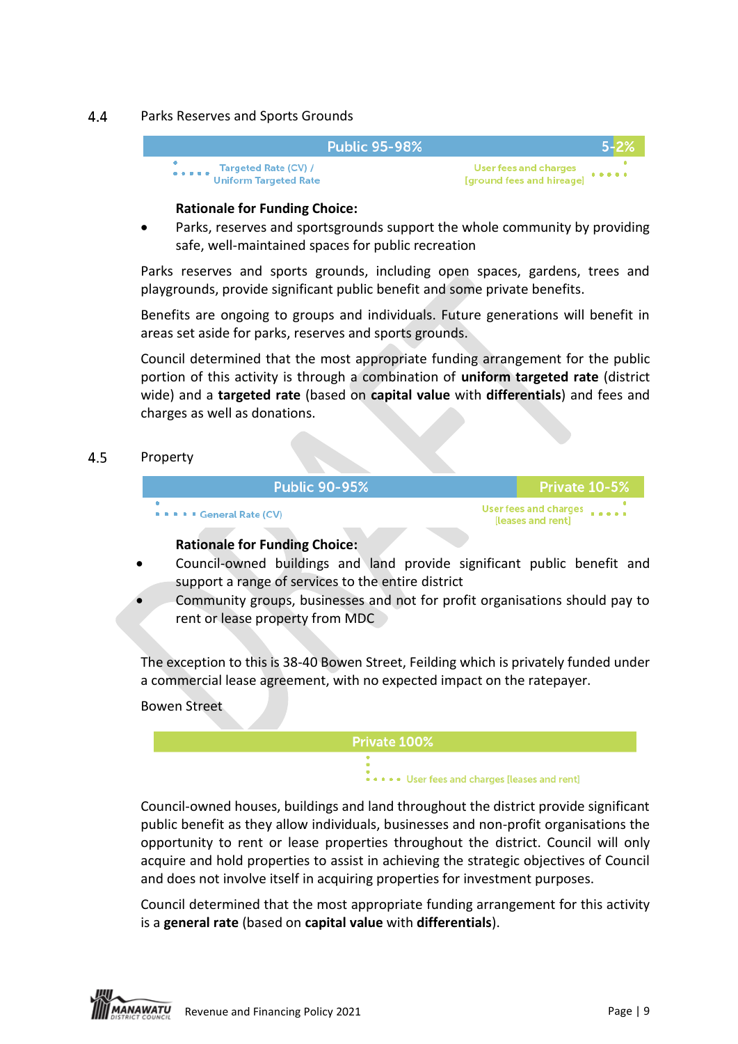## 4.4 Parks Reserves and Sports Grounds

| Public 95-98% | 5-2% |
| --- | --- |
| Targeted Rate (CV) / Uniform Targeted Rate | User fees and charges [ground fees and hireage] |

**Rationale for Funding Choice:**

- Parks, reserves and sportsgrounds support the whole community by providing safe, well-maintained spaces for public recreation

Parks reserves and sports grounds, including open spaces, gardens, trees and playgrounds, provide significant public benefit and some private benefits.

Benefits are ongoing to groups and individuals. Future generations will benefit in areas set aside for parks, reserves and sports grounds.

Council determined that the most appropriate funding arrangement for the public portion of this activity is through a combination of **uniform targeted rate** (district wide) and a **targeted rate** (based on **capital value** with **differentials**) and fees and charges as well as donations.

## 4.5 Property

| Public 90-95% | Private 10-5% |
| --- | --- |
| General Rate (CV) | User fees and charges [leases and rent] |

**Rationale for Funding Choice:**

- Council-owned buildings and land provide significant public benefit and support a range of services to the entire district
- Community groups, businesses and not for profit organisations should pay to rent or lease property from MDC

The exception to this is 38-40 Bowen Street, Feilding which is privately funded under a commercial lease agreement, with no expected impact on the ratepayer.

Bowen Street

| Private 100% |
| --- |
| User fees and charges [leases and rent] |

Council-owned houses, buildings and land throughout the district provide significant public benefit as they allow individuals, businesses and non-profit organisations the opportunity to rent or lease properties throughout the district. Council will only acquire and hold properties to assist in achieving the strategic objectives of Council and does not involve itself in acquiring properties for investment purposes.

Council determined that the most appropriate funding arrangement for this activity is a **general rate** (based on **capital value** with **differentials**).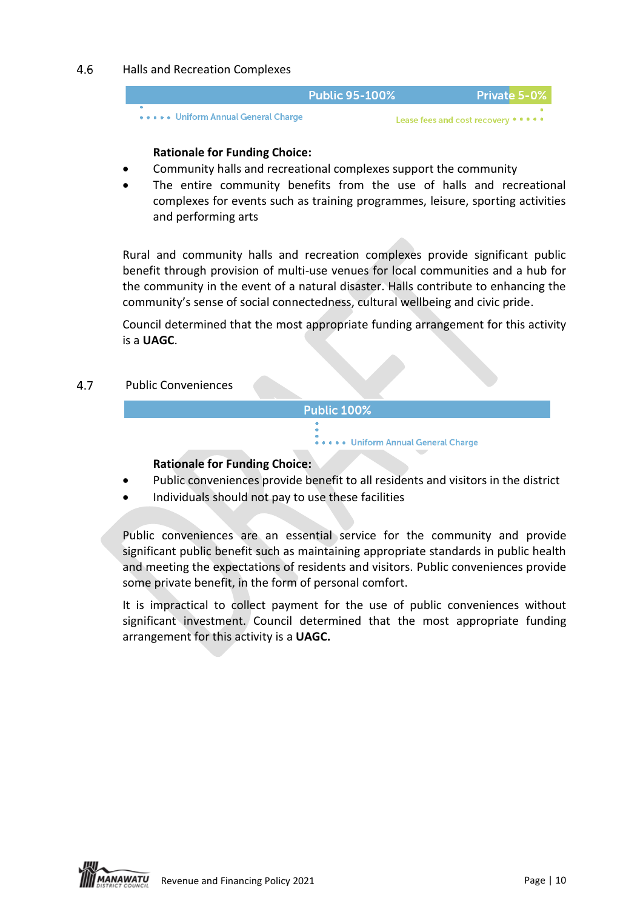## 4.6 Halls and Recreation Complexes

| Public 95-100% | Private 5-0% |
|---|---|
| Uniform Annual General Charge | Lease fees and cost recovery |

**Rationale for Funding Choice:**

- Community halls and recreational complexes support the community
- The entire community benefits from the use of halls and recreational complexes for events such as training programmes, leisure, sporting activities and performing arts

Rural and community halls and recreation complexes provide significant public benefit through provision of multi-use venues for local communities and a hub for the community in the event of a natural disaster. Halls contribute to enhancing the community's sense of social connectedness, cultural wellbeing and civic pride.

Council determined that the most appropriate funding arrangement for this activity is a **UAGC**.

## 4.7 Public Conveniences

| Public 100% |
|---|
| Uniform Annual General Charge |

**Rationale for Funding Choice:**

- Public conveniences provide benefit to all residents and visitors in the district
- Individuals should not pay to use these facilities

Public conveniences are an essential service for the community and provide significant public benefit such as maintaining appropriate standards in public health and meeting the expectations of residents and visitors. Public conveniences provide some private benefit, in the form of personal comfort.

It is impractical to collect payment for the use of public conveniences without significant investment. Council determined that the most appropriate funding arrangement for this activity is a **UAGC.**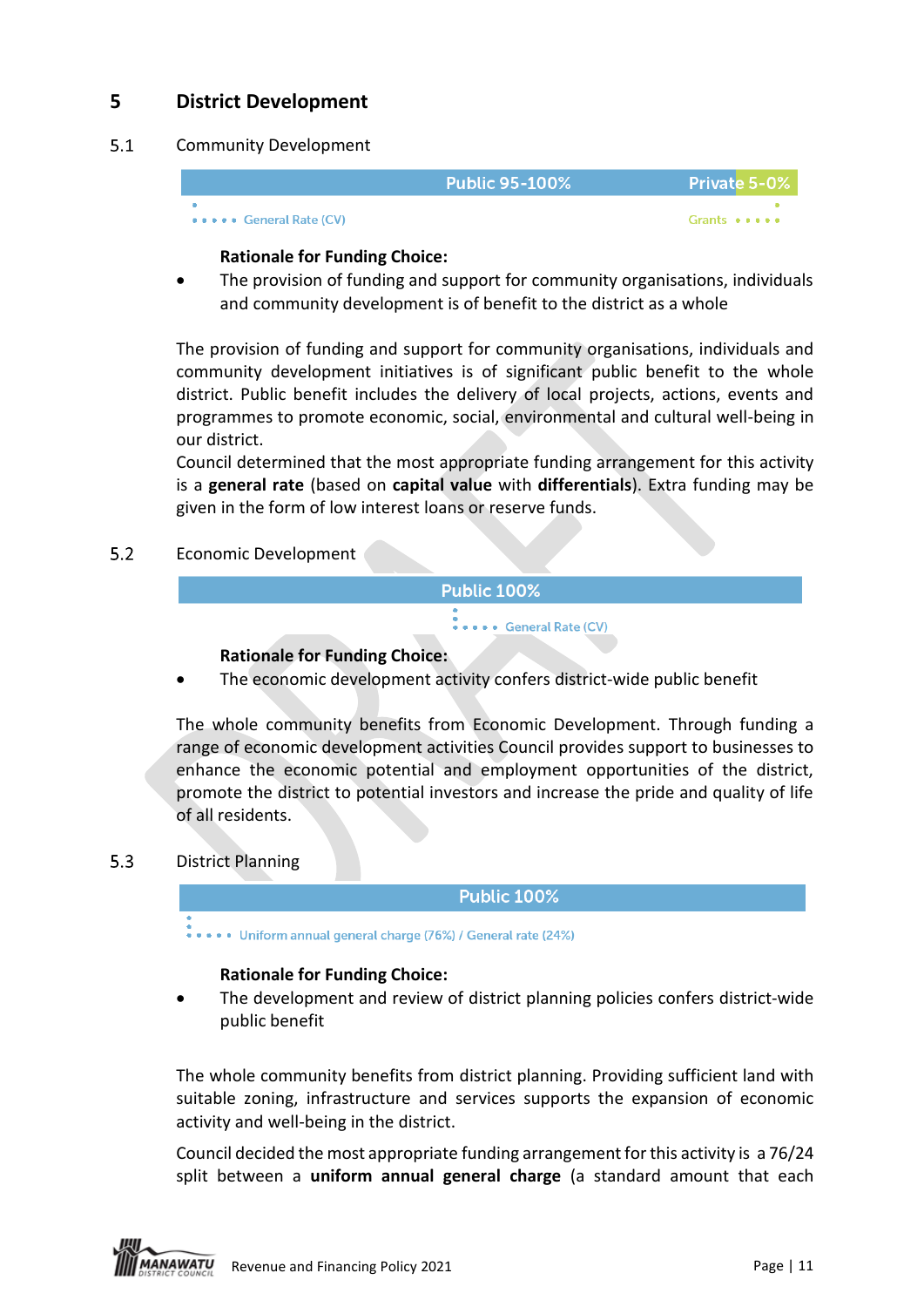# 5 District Development

## 5.1 Community Development

| Public 95-100% | Private 5-0% |
|---|---|
| General Rate (CV) | Grants |

**Rationale for Funding Choice:**

- The provision of funding and support for community organisations, individuals and community development is of benefit to the district as a whole

The provision of funding and support for community organisations, individuals and community development initiatives is of significant public benefit to the whole district. Public benefit includes the delivery of local projects, actions, events and programmes to promote economic, social, environmental and cultural well-being in our district.
Council determined that the most appropriate funding arrangement for this activity is a **general rate** (based on **capital value** with **differentials**). Extra funding may be given in the form of low interest loans or reserve funds.

## 5.2 Economic Development

| Public 100% |
|---|
| General Rate (CV) |

**Rationale for Funding Choice:**

- The economic development activity confers district-wide public benefit

The whole community benefits from Economic Development. Through funding a range of economic development activities Council provides support to businesses to enhance the economic potential and employment opportunities of the district, promote the district to potential investors and increase the pride and quality of life of all residents.

## 5.3 District Planning

| Public 100% |
|---|
| Uniform annual general charge (76%) / General rate (24%) |

**Rationale for Funding Choice:**

- The development and review of district planning policies confers district-wide public benefit

The whole community benefits from district planning. Providing sufficient land with suitable zoning, infrastructure and services supports the expansion of economic activity and well-being in the district.

Council decided the most appropriate funding arrangement for this activity is a 76/24 split between a **uniform annual general charge** (a standard amount that each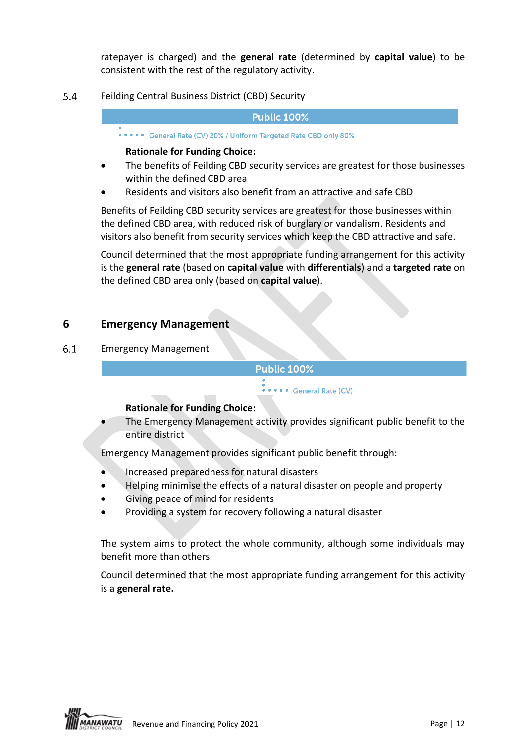ratepayer is charged) and the **general rate** (determined by **capital value**) to be consistent with the rest of the regulatory activity.

5.4 Feilding Central Business District (CBD) Security

**Public 100%**

General Rate (CV) 20% / Uniform Targeted Rate CBD only 80%

**Rationale for Funding Choice:**

- The benefits of Feilding CBD security services are greatest for those businesses within the defined CBD area
- Residents and visitors also benefit from an attractive and safe CBD

Benefits of Feilding CBD security services are greatest for those businesses within the defined CBD area, with reduced risk of burglary or vandalism. Residents and visitors also benefit from security services which keep the CBD attractive and safe.

Council determined that the most appropriate funding arrangement for this activity is the **general rate** (based on **capital value** with **differentials**) and a **targeted rate** on the defined CBD area only (based on **capital value**).

## 6 Emergency Management

6.1 Emergency Management

**Public 100%**

General Rate (CV)

**Rationale for Funding Choice:**

- The Emergency Management activity provides significant public benefit to the entire district

Emergency Management provides significant public benefit through:

- Increased preparedness for natural disasters
- Helping minimise the effects of a natural disaster on people and property
- Giving peace of mind for residents
- Providing a system for recovery following a natural disaster

The system aims to protect the whole community, although some individuals may benefit more than others.

Council determined that the most appropriate funding arrangement for this activity is a **general rate.**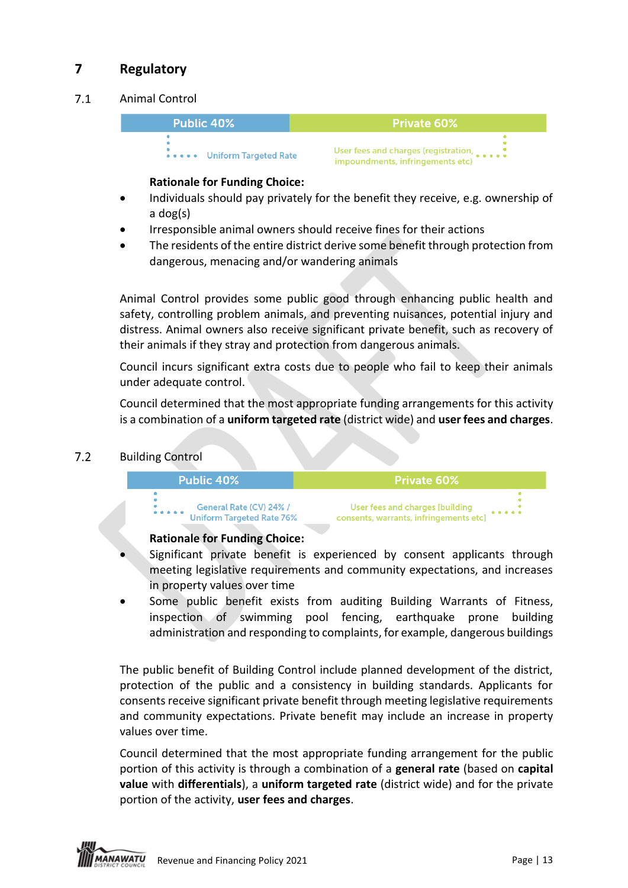# 7 Regulatory

## 7.1 Animal Control

| Public 40% | Private 60% |
| --- | --- |
| Uniform Targeted Rate | User fees and charges (registration, impoundments, infringements etc) |

**Rationale for Funding Choice:**

- Individuals should pay privately for the benefit they receive, e.g. ownership of a dog(s)
- Irresponsible animal owners should receive fines for their actions
- The residents of the entire district derive some benefit through protection from dangerous, menacing and/or wandering animals

Animal Control provides some public good through enhancing public health and safety, controlling problem animals, and preventing nuisances, potential injury and distress. Animal owners also receive significant private benefit, such as recovery of their animals if they stray and protection from dangerous animals.

Council incurs significant extra costs due to people who fail to keep their animals under adequate control.

Council determined that the most appropriate funding arrangements for this activity is a combination of a **uniform targeted rate** (district wide) and **user fees and charges**.

## 7.2 Building Control

| Public 40% | Private 60% |
| --- | --- |
| General Rate (CV) 24% / Uniform Targeted Rate 76% | User fees and charges [building consents, warrants, infringements etc] |

**Rationale for Funding Choice:**

- Significant private benefit is experienced by consent applicants through meeting legislative requirements and community expectations, and increases in property values over time
- Some public benefit exists from auditing Building Warrants of Fitness, inspection of swimming pool fencing, earthquake prone building administration and responding to complaints, for example, dangerous buildings

The public benefit of Building Control include planned development of the district, protection of the public and a consistency in building standards. Applicants for consents receive significant private benefit through meeting legislative requirements and community expectations. Private benefit may include an increase in property values over time.

Council determined that the most appropriate funding arrangement for the public portion of this activity is through a combination of a **general rate** (based on **capital value** with **differentials**), a **uniform targeted rate** (district wide) and for the private portion of the activity, **user fees and charges**.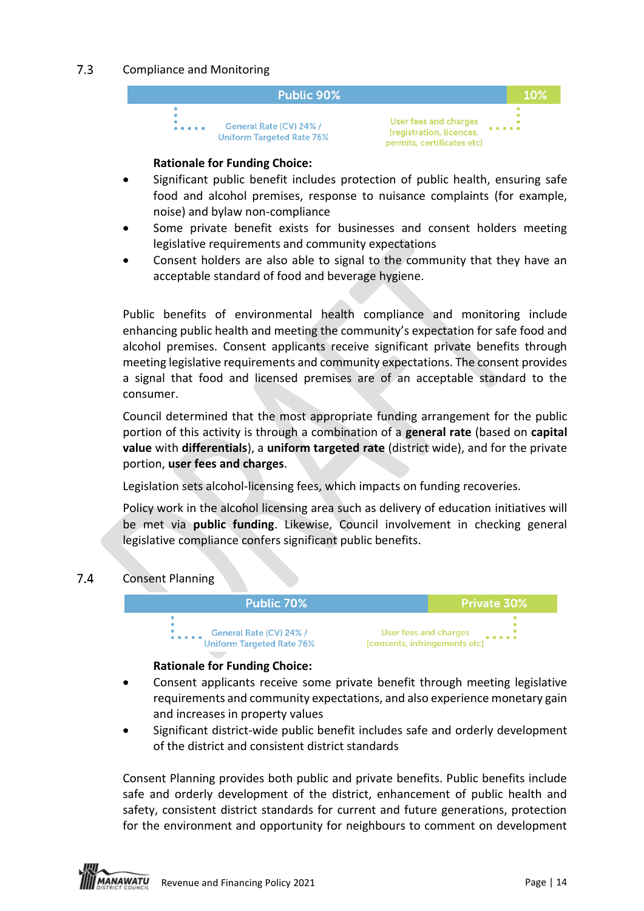## 7.3 Compliance and Monitoring

| Public 90% | 10% |
|---|---|
| General Rate (CV) 24% / Uniform Targeted Rate 76% | User fees and charges [registration, licences, permits, certificates etc] |

**Rationale for Funding Choice:**

- Significant public benefit includes protection of public health, ensuring safe food and alcohol premises, response to nuisance complaints (for example, noise) and bylaw non-compliance
- Some private benefit exists for businesses and consent holders meeting legislative requirements and community expectations
- Consent holders are also able to signal to the community that they have an acceptable standard of food and beverage hygiene.

Public benefits of environmental health compliance and monitoring include enhancing public health and meeting the community's expectation for safe food and alcohol premises. Consent applicants receive significant private benefits through meeting legislative requirements and community expectations. The consent provides a signal that food and licensed premises are of an acceptable standard to the consumer.

Council determined that the most appropriate funding arrangement for the public portion of this activity is through a combination of a **general rate** (based on **capital value** with **differentials**), a **uniform targeted rate** (district wide), and for the private portion, **user fees and charges**.

Legislation sets alcohol-licensing fees, which impacts on funding recoveries.

Policy work in the alcohol licensing area such as delivery of education initiatives will be met via **public funding**. Likewise, Council involvement in checking general legislative compliance confers significant public benefits.

## 7.4 Consent Planning

| Public 70% | Private 30% |
|---|---|
| General Rate (CV) 24% / Uniform Targeted Rate 76% | User fees and charges [consents, infringements etc] |

**Rationale for Funding Choice:**

- Consent applicants receive some private benefit through meeting legislative requirements and community expectations, and also experience monetary gain and increases in property values
- Significant district-wide public benefit includes safe and orderly development of the district and consistent district standards

Consent Planning provides both public and private benefits. Public benefits include safe and orderly development of the district, enhancement of public health and safety, consistent district standards for current and future generations, protection for the environment and opportunity for neighbours to comment on development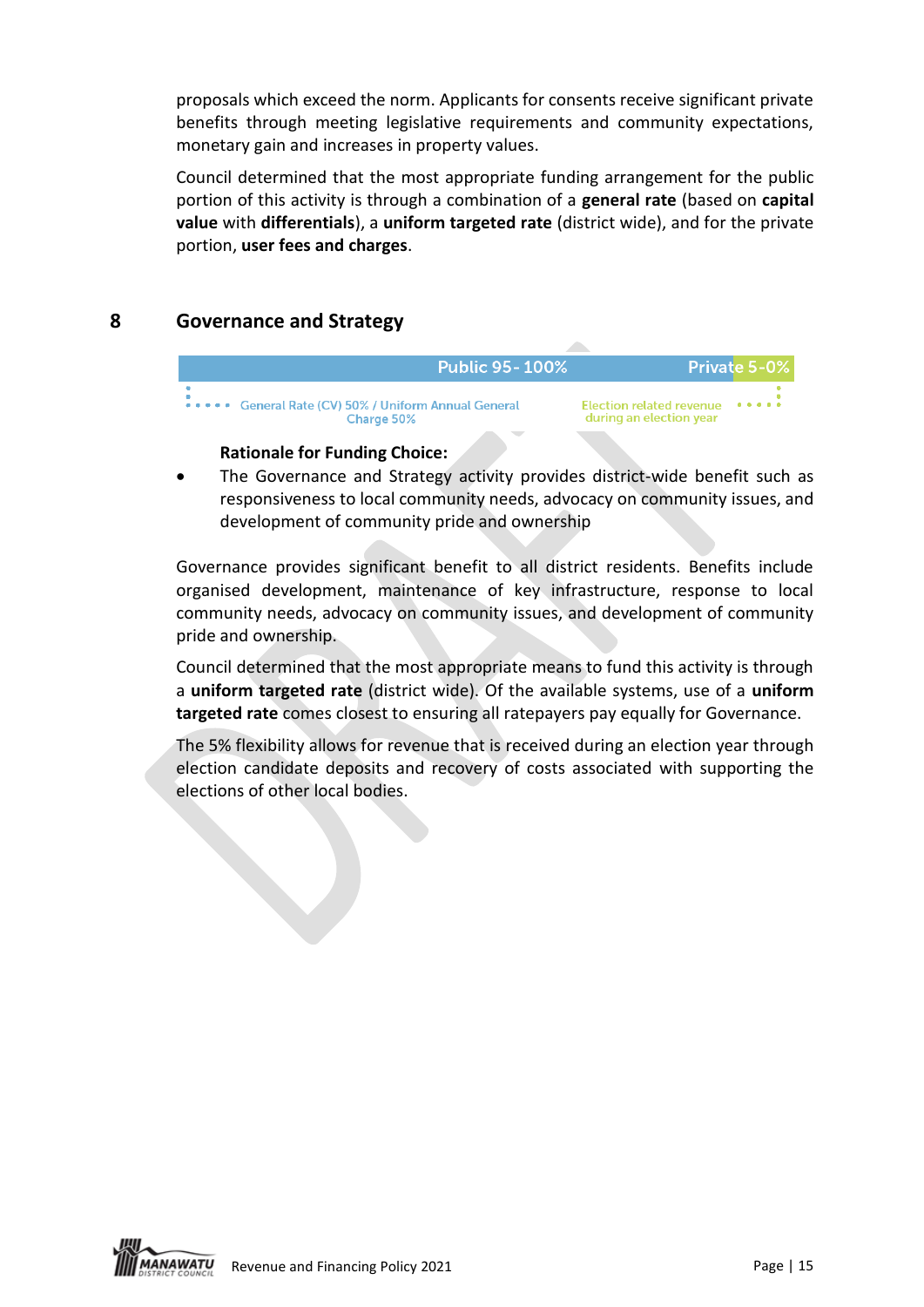proposals which exceed the norm. Applicants for consents receive significant private benefits through meeting legislative requirements and community expectations, monetary gain and increases in property values.

Council determined that the most appropriate funding arrangement for the public portion of this activity is through a combination of a **general rate** (based on **capital value** with **differentials**), a **uniform targeted rate** (district wide), and for the private portion, **user fees and charges**.

## 8 Governance and Strategy

| Public 95- 100% | Private 5-0% |
|---|---|
| General Rate (CV) 50% / Uniform Annual General Charge 50% | Election related revenue during an election year |

**Rationale for Funding Choice:**

- The Governance and Strategy activity provides district-wide benefit such as responsiveness to local community needs, advocacy on community issues, and development of community pride and ownership

Governance provides significant benefit to all district residents. Benefits include organised development, maintenance of key infrastructure, response to local community needs, advocacy on community issues, and development of community pride and ownership.

Council determined that the most appropriate means to fund this activity is through a **uniform targeted rate** (district wide). Of the available systems, use of a **uniform targeted rate** comes closest to ensuring all ratepayers pay equally for Governance.

The 5% flexibility allows for revenue that is received during an election year through election candidate deposits and recovery of costs associated with supporting the elections of other local bodies.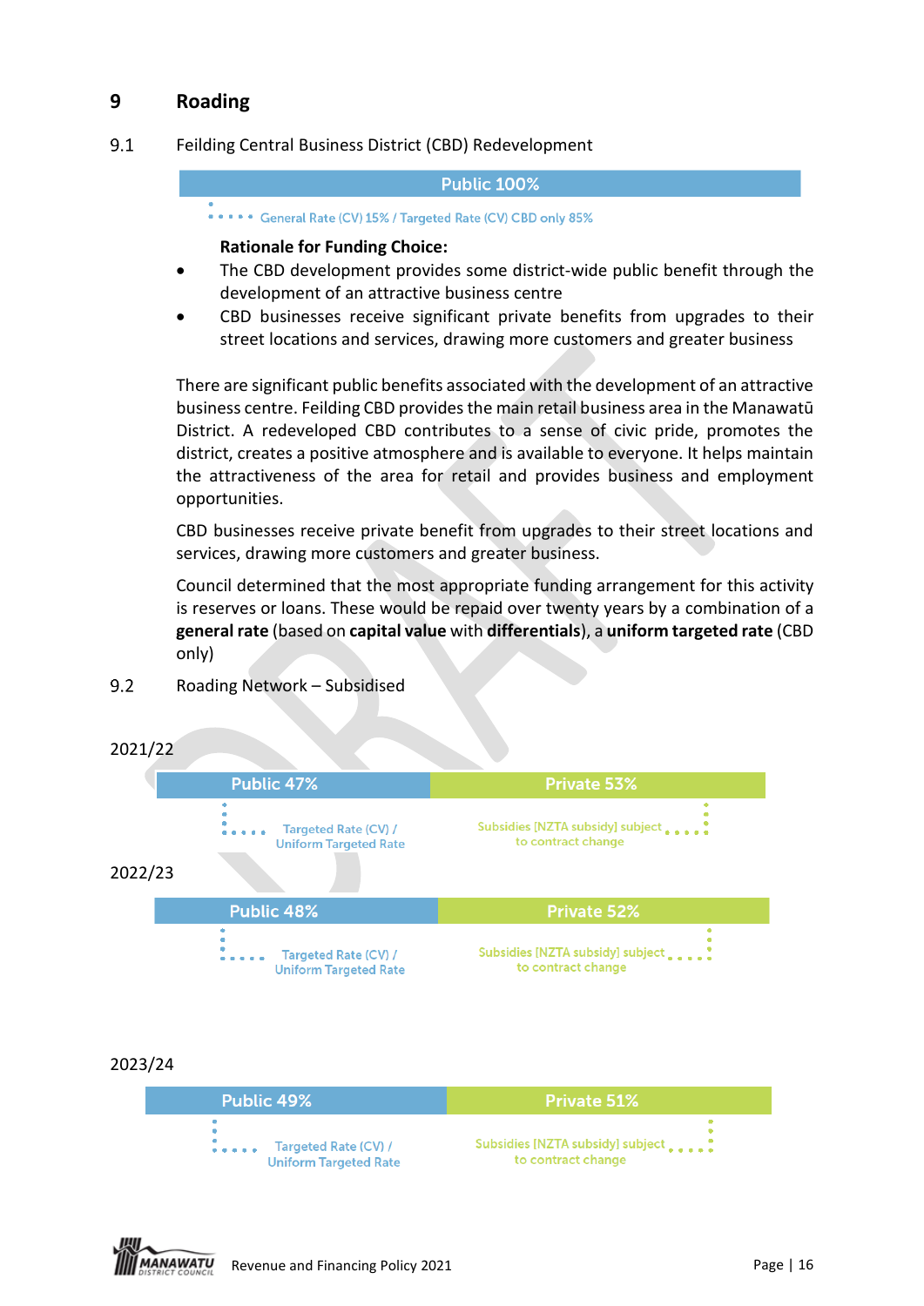# 9 Roading

## 9.1 Feilding Central Business District (CBD) Redevelopment

| Public 100% |
|---|
| General Rate (CV) 15% / Targeted Rate (CV) CBD only 85% |

**Rationale for Funding Choice:**

- The CBD development provides some district-wide public benefit through the development of an attractive business centre
- CBD businesses receive significant private benefits from upgrades to their street locations and services, drawing more customers and greater business

There are significant public benefits associated with the development of an attractive business centre. Feilding CBD provides the main retail business area in the Manawatū District. A redeveloped CBD contributes to a sense of civic pride, promotes the district, creates a positive atmosphere and is available to everyone. It helps maintain the attractiveness of the area for retail and provides business and employment opportunities.

CBD businesses receive private benefit from upgrades to their street locations and services, drawing more customers and greater business.

Council determined that the most appropriate funding arrangement for this activity is reserves or loans. These would be repaid over twenty years by a combination of a **general rate** (based on **capital value** with **differentials**), a **uniform targeted rate** (CBD only)

## 9.2 Roading Network – Subsidised

2021/22

| Public 47% | Private 53% |
|---|---|
| Targeted Rate (CV) / Uniform Targeted Rate | Subsidies [NZTA subsidy] subject to contract change |

2022/23

| Public 48% | Private 52% |
|---|---|
| Targeted Rate (CV) / Uniform Targeted Rate | Subsidies [NZTA subsidy] subject to contract change |

2023/24

| Public 49% | Private 51% |
|---|---|
| Targeted Rate (CV) / Uniform Targeted Rate | Subsidies [NZTA subsidy] subject to contract change |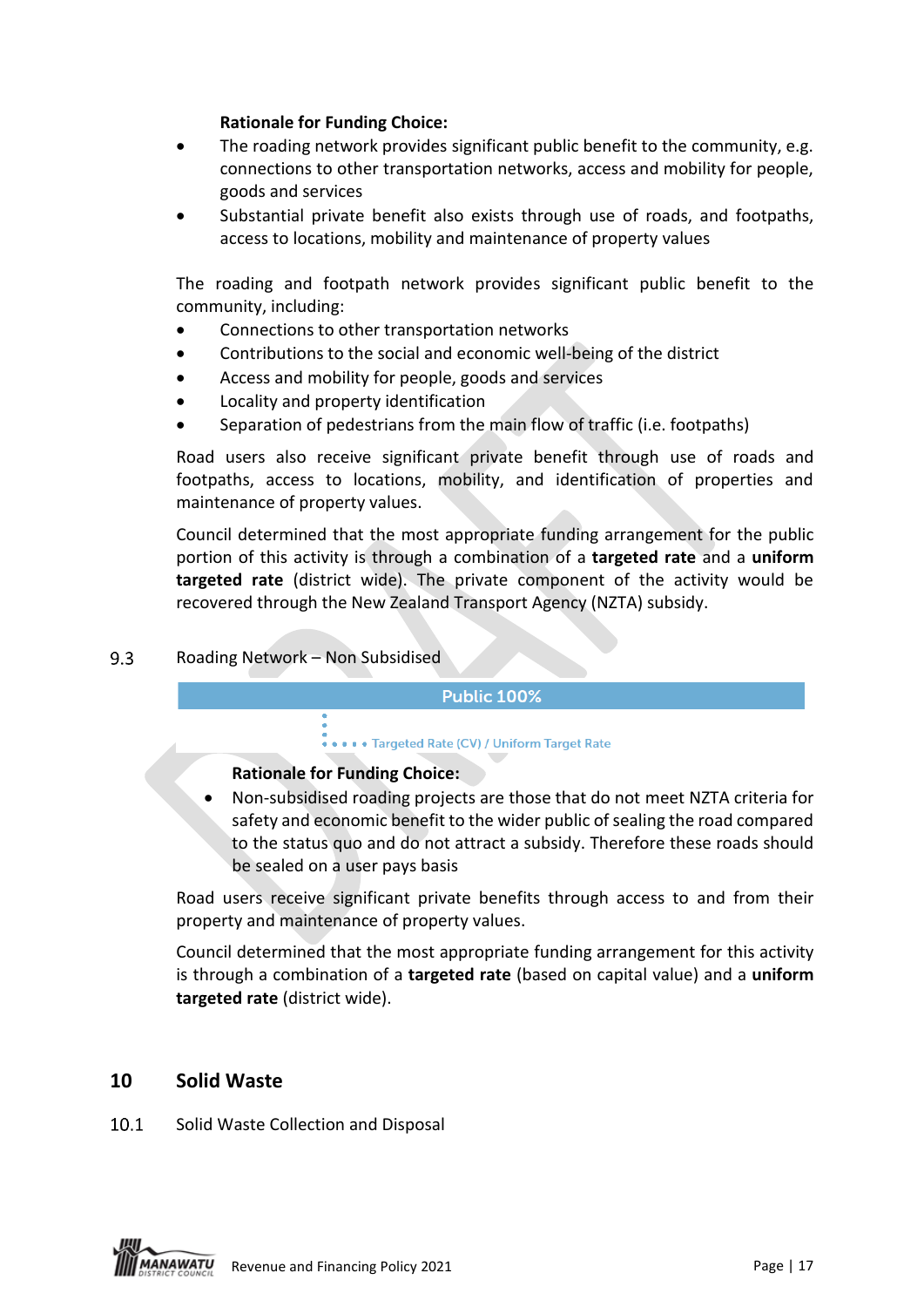**Rationale for Funding Choice:**

- The roading network provides significant public benefit to the community, e.g. connections to other transportation networks, access and mobility for people, goods and services
- Substantial private benefit also exists through use of roads, and footpaths, access to locations, mobility and maintenance of property values

The roading and footpath network provides significant public benefit to the community, including:

- Connections to other transportation networks
- Contributions to the social and economic well-being of the district
- Access and mobility for people, goods and services
- Locality and property identification
- Separation of pedestrians from the main flow of traffic (i.e. footpaths)

Road users also receive significant private benefit through use of roads and footpaths, access to locations, mobility, and identification of properties and maintenance of property values.

Council determined that the most appropriate funding arrangement for the public portion of this activity is through a combination of a **targeted rate** and a **uniform targeted rate** (district wide). The private component of the activity would be recovered through the New Zealand Transport Agency (NZTA) subsidy.

### 9.3 Roading Network – Non Subsidised

| Public 100% |
| --- |
| Targeted Rate (CV) / Uniform Target Rate |

**Rationale for Funding Choice:**

- Non-subsidised roading projects are those that do not meet NZTA criteria for safety and economic benefit to the wider public of sealing the road compared to the status quo and do not attract a subsidy. Therefore these roads should be sealed on a user pays basis

Road users receive significant private benefits through access to and from their property and maintenance of property values.

Council determined that the most appropriate funding arrangement for this activity is through a combination of a **targeted rate** (based on capital value) and a **uniform targeted rate** (district wide).

## 10 Solid Waste

### 10.1 Solid Waste Collection and Disposal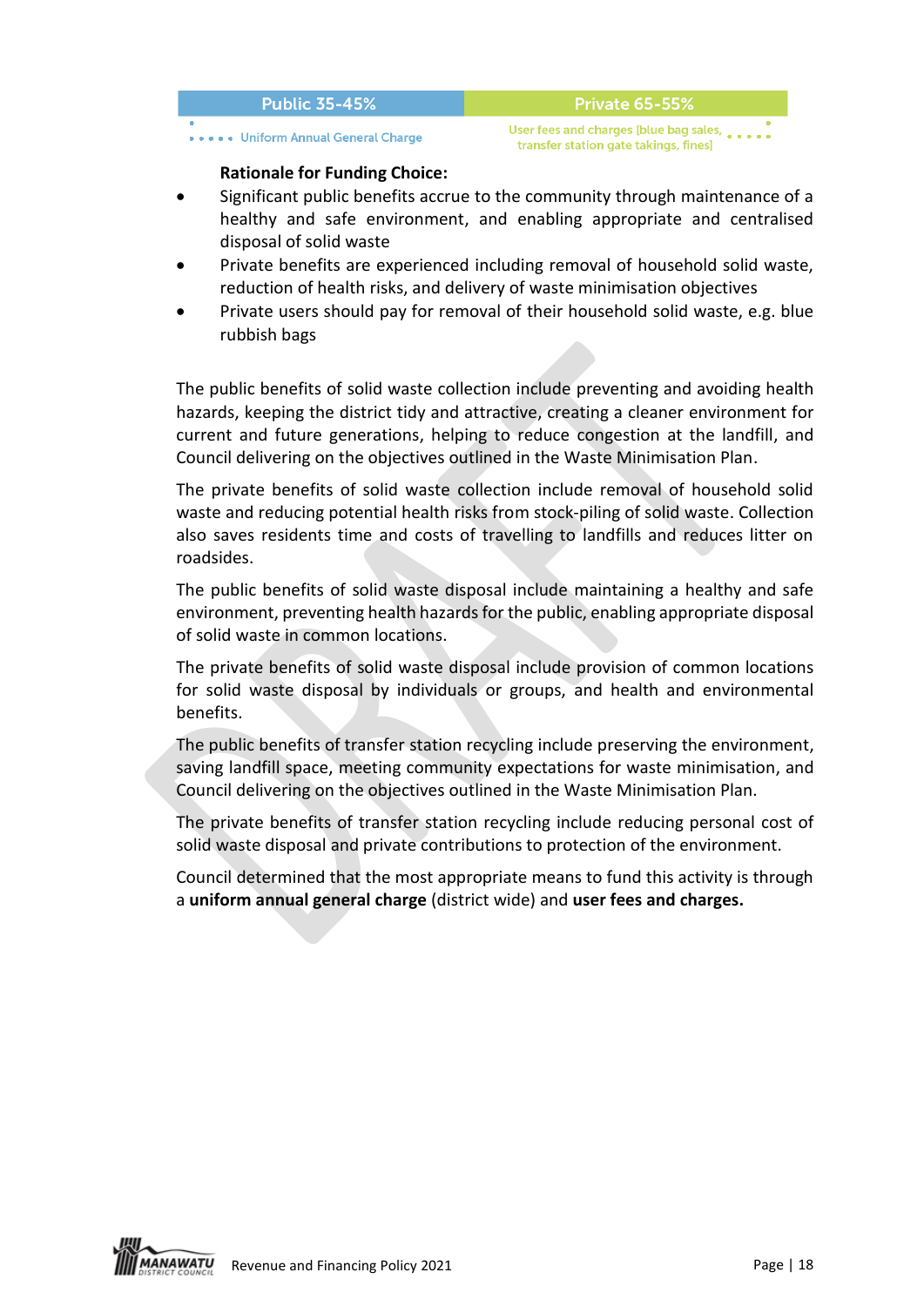| Public 35-45% | Private 65-55% |
| --- | --- |
| Uniform Annual General Charge | User fees and charges [blue bag sales, transfer station gate takings, fines] |

**Rationale for Funding Choice:**

- Significant public benefits accrue to the community through maintenance of a healthy and safe environment, and enabling appropriate and centralised disposal of solid waste
- Private benefits are experienced including removal of household solid waste, reduction of health risks, and delivery of waste minimisation objectives
- Private users should pay for removal of their household solid waste, e.g. blue rubbish bags

The public benefits of solid waste collection include preventing and avoiding health hazards, keeping the district tidy and attractive, creating a cleaner environment for current and future generations, helping to reduce congestion at the landfill, and Council delivering on the objectives outlined in the Waste Minimisation Plan.

The private benefits of solid waste collection include removal of household solid waste and reducing potential health risks from stock-piling of solid waste. Collection also saves residents time and costs of travelling to landfills and reduces litter on roadsides.

The public benefits of solid waste disposal include maintaining a healthy and safe environment, preventing health hazards for the public, enabling appropriate disposal of solid waste in common locations.

The private benefits of solid waste disposal include provision of common locations for solid waste disposal by individuals or groups, and health and environmental benefits.

The public benefits of transfer station recycling include preserving the environment, saving landfill space, meeting community expectations for waste minimisation, and Council delivering on the objectives outlined in the Waste Minimisation Plan.

The private benefits of transfer station recycling include reducing personal cost of solid waste disposal and private contributions to protection of the environment.

Council determined that the most appropriate means to fund this activity is through a **uniform annual general charge** (district wide) and **user fees and charges.**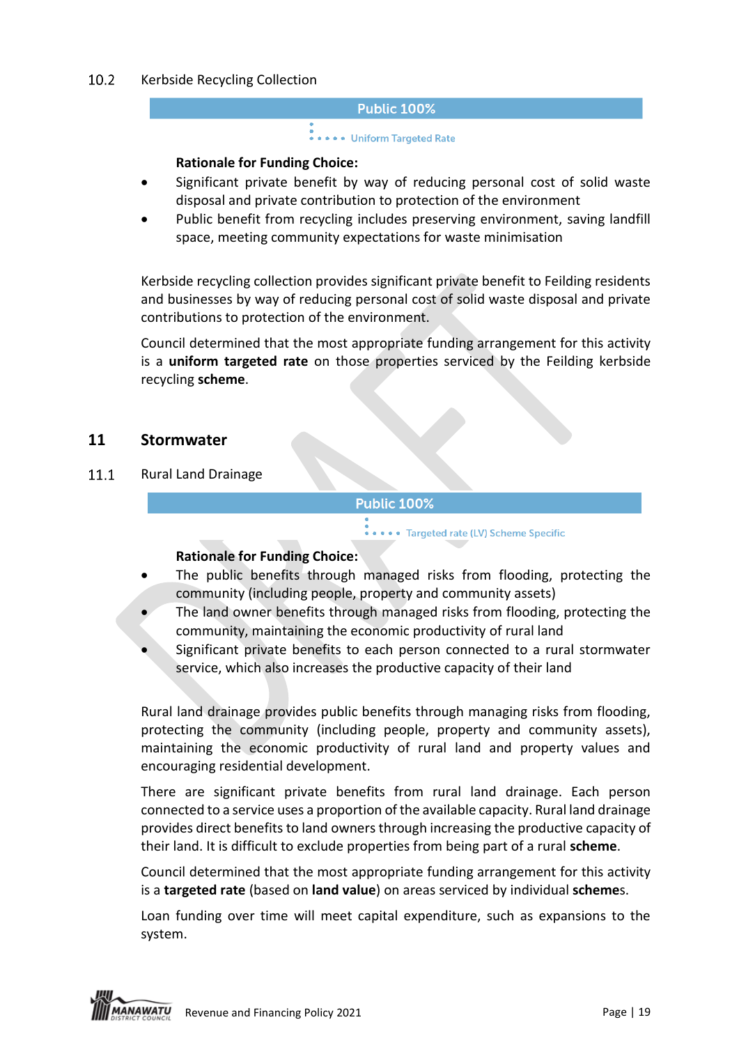### 10.2 Kerbside Recycling Collection

**Public 100%**

Uniform Targeted Rate

**Rationale for Funding Choice:**

- Significant private benefit by way of reducing personal cost of solid waste disposal and private contribution to protection of the environment
- Public benefit from recycling includes preserving environment, saving landfill space, meeting community expectations for waste minimisation

Kerbside recycling collection provides significant private benefit to Feilding residents and businesses by way of reducing personal cost of solid waste disposal and private contributions to protection of the environment.

Council determined that the most appropriate funding arrangement for this activity is a **uniform targeted rate** on those properties serviced by the Feilding kerbside recycling **scheme**.

## 11 Stormwater

### 11.1 Rural Land Drainage

**Public 100%**

Targeted rate (LV) Scheme Specific

**Rationale for Funding Choice:**

- The public benefits through managed risks from flooding, protecting the community (including people, property and community assets)
- The land owner benefits through managed risks from flooding, protecting the community, maintaining the economic productivity of rural land
- Significant private benefits to each person connected to a rural stormwater service, which also increases the productive capacity of their land

Rural land drainage provides public benefits through managing risks from flooding, protecting the community (including people, property and community assets), maintaining the economic productivity of rural land and property values and encouraging residential development.

There are significant private benefits from rural land drainage. Each person connected to a service uses a proportion of the available capacity. Rural land drainage provides direct benefits to land owners through increasing the productive capacity of their land. It is difficult to exclude properties from being part of a rural **scheme**.

Council determined that the most appropriate funding arrangement for this activity is a **targeted rate** (based on **land value**) on areas serviced by individual **scheme**s.

Loan funding over time will meet capital expenditure, such as expansions to the system.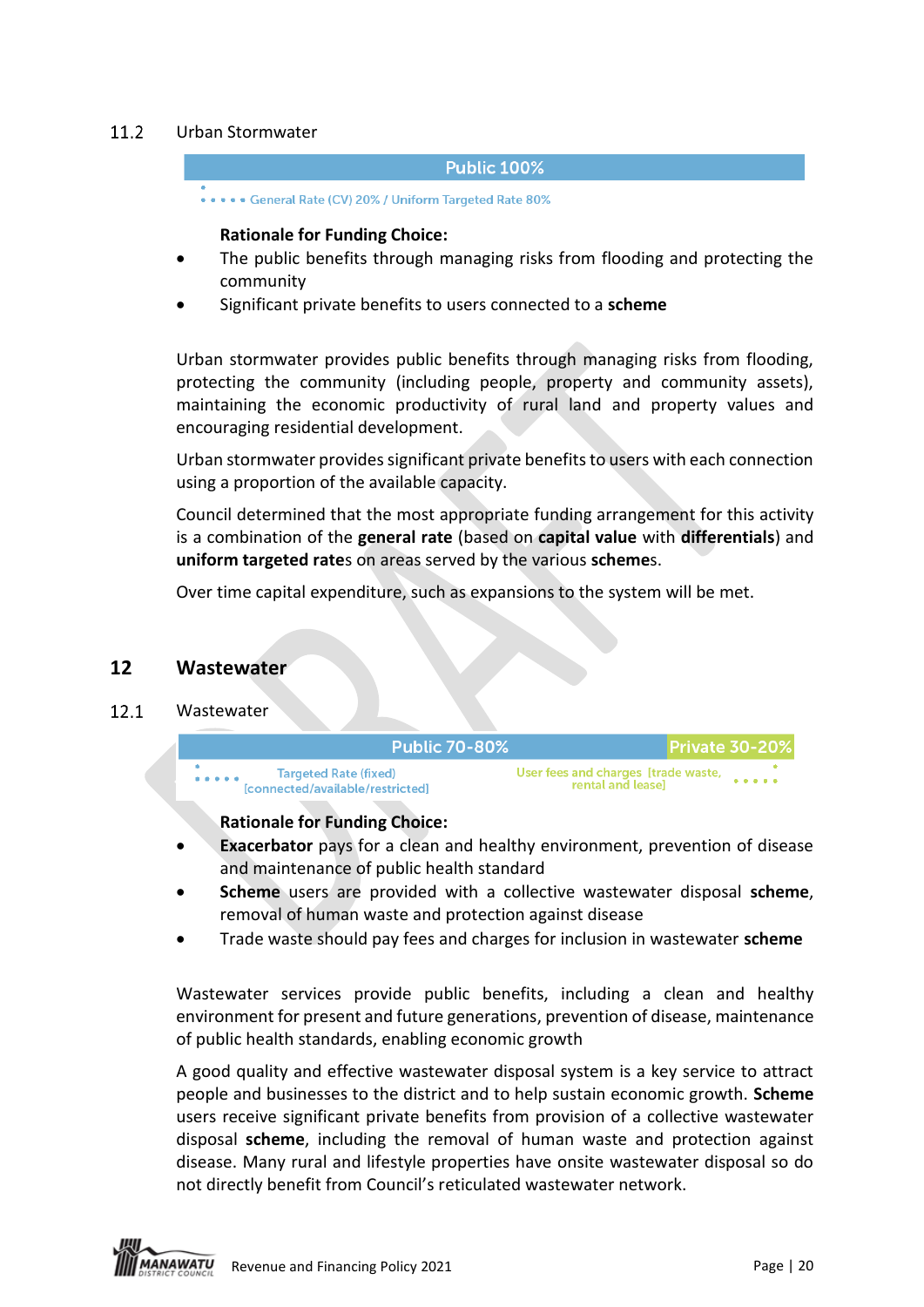### 11.2 Urban Stormwater

| Public 100% |
|---|
| General Rate (CV) 20% / Uniform Targeted Rate 80% |

**Rationale for Funding Choice:**

- The public benefits through managing risks from flooding and protecting the community
- Significant private benefits to users connected to a **scheme**

Urban stormwater provides public benefits through managing risks from flooding, protecting the community (including people, property and community assets), maintaining the economic productivity of rural land and property values and encouraging residential development.

Urban stormwater provides significant private benefits to users with each connection using a proportion of the available capacity.

Council determined that the most appropriate funding arrangement for this activity is a combination of the **general rate** (based on **capital value** with **differentials**) and **uniform targeted rate**s on areas served by the various **scheme**s.

Over time capital expenditure, such as expansions to the system will be met.

## 12 Wastewater

### 12.1 Wastewater

| Public 70-80% | Private 30-20% |
|---|---|
| Targeted Rate (fixed) [connected/available/restricted] | User fees and charges [trade waste, rental and lease] |

**Rationale for Funding Choice:**

- **Exacerbator** pays for a clean and healthy environment, prevention of disease and maintenance of public health standard
- **Scheme** users are provided with a collective wastewater disposal **scheme**, removal of human waste and protection against disease
- Trade waste should pay fees and charges for inclusion in wastewater **scheme**

Wastewater services provide public benefits, including a clean and healthy environment for present and future generations, prevention of disease, maintenance of public health standards, enabling economic growth

A good quality and effective wastewater disposal system is a key service to attract people and businesses to the district and to help sustain economic growth. **Scheme** users receive significant private benefits from provision of a collective wastewater disposal **scheme**, including the removal of human waste and protection against disease. Many rural and lifestyle properties have onsite wastewater disposal so do not directly benefit from Council's reticulated wastewater network.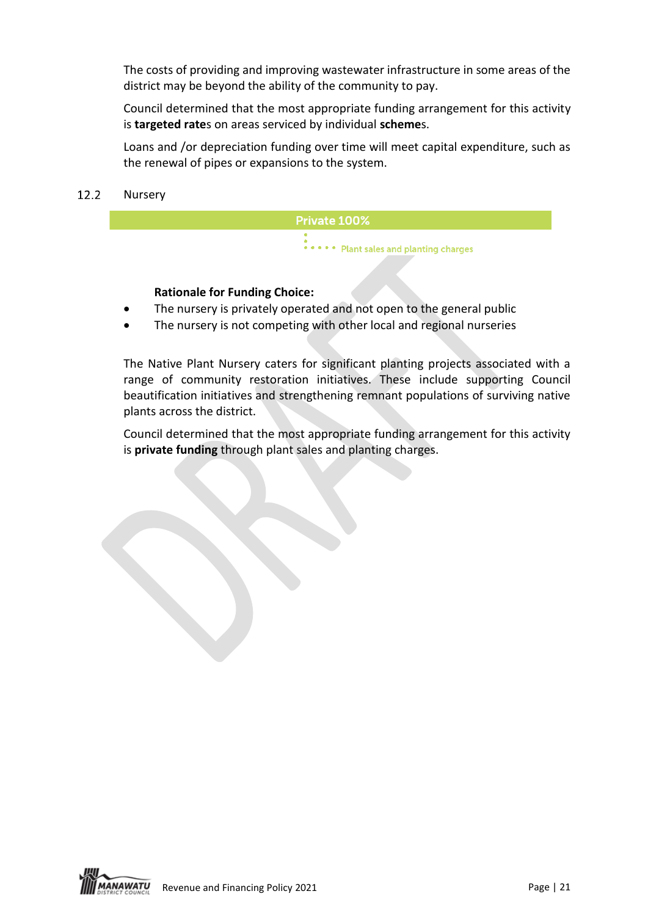The costs of providing and improving wastewater infrastructure in some areas of the district may be beyond the ability of the community to pay.

Council determined that the most appropriate funding arrangement for this activity is **targeted rate**s on areas serviced by individual **scheme**s.

Loans and /or depreciation funding over time will meet capital expenditure, such as the renewal of pipes or expansions to the system.

### 12.2 Nursery

**Private 100%**

- Plant sales and planting charges

**Rationale for Funding Choice:**

- The nursery is privately operated and not open to the general public
- The nursery is not competing with other local and regional nurseries

The Native Plant Nursery caters for significant planting projects associated with a range of community restoration initiatives. These include supporting Council beautification initiatives and strengthening remnant populations of surviving native plants across the district.

Council determined that the most appropriate funding arrangement for this activity is **private funding** through plant sales and planting charges.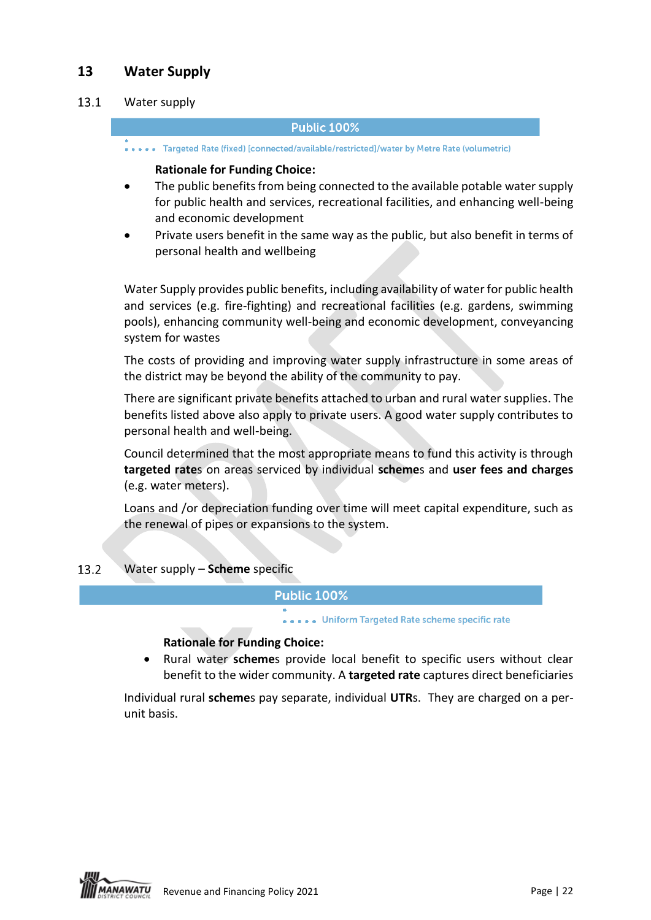## 13 Water Supply

### 13.1 Water supply

**Public 100%**

Targeted Rate (fixed) [connected/available/restricted]/water by Metre Rate (volumetric)

**Rationale for Funding Choice:**

- The public benefits from being connected to the available potable water supply for public health and services, recreational facilities, and enhancing well-being and economic development
- Private users benefit in the same way as the public, but also benefit in terms of personal health and wellbeing

Water Supply provides public benefits, including availability of water for public health and services (e.g. fire-fighting) and recreational facilities (e.g. gardens, swimming pools), enhancing community well-being and economic development, conveyancing system for wastes

The costs of providing and improving water supply infrastructure in some areas of the district may be beyond the ability of the community to pay.

There are significant private benefits attached to urban and rural water supplies. The benefits listed above also apply to private users. A good water supply contributes to personal health and well-being.

Council determined that the most appropriate means to fund this activity is through **targeted rate**s on areas serviced by individual **scheme**s and **user fees and charges** (e.g. water meters).

Loans and /or depreciation funding over time will meet capital expenditure, such as the renewal of pipes or expansions to the system.

### 13.2 Water supply – **Scheme** specific

**Public 100%**

Uniform Targeted Rate scheme specific rate

**Rationale for Funding Choice:**

- Rural water **scheme**s provide local benefit to specific users without clear benefit to the wider community. A **targeted rate** captures direct beneficiaries

Individual rural **scheme**s pay separate, individual **UTR**s. They are charged on a per-unit basis.